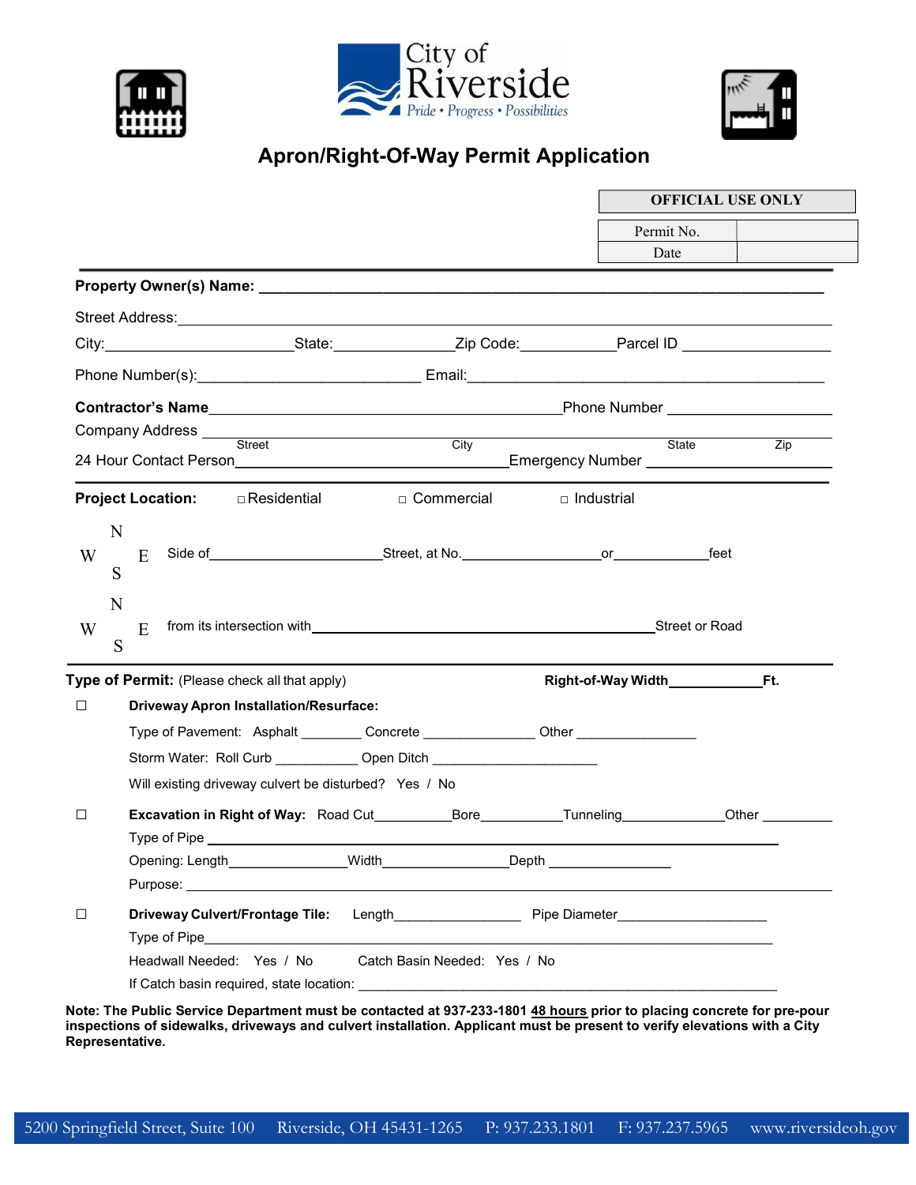City of Riverside
Pride • Progress • Possibilities

# Apron/Right-Of-Way Permit Application

| OFFICIAL USE ONLY | |
|---|---|
| Permit No. | |
| Date | |

**Property Owner(s) Name:** ____________________

Street Address: ____________________

City: __________ State: __________ Zip Code: __________ Parcel ID __________

Phone Number(s): __________ Email: __________

**Contractor's Name** __________ Phone Number __________

Company Address __________
Street City State Zip

24 Hour Contact Person __________ Emergency Number __________

**Project Location:** ☐ Residential ☐ Commercial ☐ Industrial

N W E S Side of __________ Street, at No. __________ or __________ feet

N W E S from its intersection with __________ Street or Road

**Type of Permit:** (Please check all that apply) **Right-of-Way Width** __________ **Ft.**

☐ **Driveway Apron Installation/Resurface:**

Type of Pavement: Asphalt ________ Concrete ________ Other ________

Storm Water: Roll Curb ________ Open Ditch ________

Will existing driveway culvert be disturbed? Yes / No

☐ **Excavation in Right of Way:** Road Cut ________ Bore ________ Tunneling ________ Other ________

Type of Pipe __________

Opening: Length ________ Width ________ Depth ________

Purpose: __________

☐ **Driveway Culvert/Frontage Tile:** Length ________ Pipe Diameter ________

Type of Pipe __________

Headwall Needed: Yes / No Catch Basin Needed: Yes / No

If Catch basin required, state location: __________

**Note: The Public Service Department must be contacted at 937-233-1801 48 hours prior to placing concrete for pre-pour inspections of sidewalks, driveways and culvert installation. Applicant must be present to verify elevations with a City Representative.**

5200 Springfield Street, Suite 100 Riverside, OH 45431-1265 P: 937.233.1801 F: 937.237.5965 www.riversideoh.gov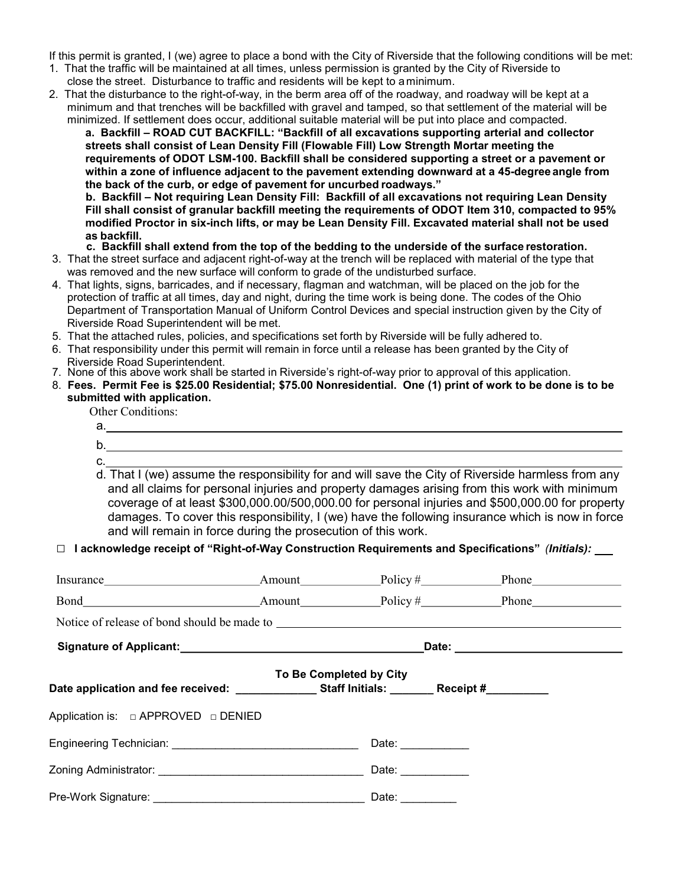If this permit is granted, I (we) agree to place a bond with the City of Riverside that the following conditions will be met:

1. That the traffic will be maintained at all times, unless permission is granted by the City of Riverside to close the street. Disturbance to traffic and residents will be kept to a minimum.
2. That the disturbance to the right-of-way, in the berm area off of the roadway, and roadway will be kept at a minimum and that trenches will be backfilled with gravel and tamped, so that settlement of the material will be minimized. If settlement does occur, additional suitable material will be put into place and compacted.
   **a. Backfill – ROAD CUT BACKFILL: "Backfill of all excavations supporting arterial and collector streets shall consist of Lean Density Fill (Flowable Fill) Low Strength Mortar meeting the requirements of ODOT LSM-100. Backfill shall be considered supporting a street or a pavement or within a zone of influence adjacent to the pavement extending downward at a 45-degree angle from the back of the curb, or edge of pavement for uncurbed roadways."**
   **b. Backfill – Not requiring Lean Density Fill: Backfill of all excavations not requiring Lean Density Fill shall consist of granular backfill meeting the requirements of ODOT Item 310, compacted to 95% modified Proctor in six-inch lifts, or may be Lean Density Fill. Excavated material shall not be used as backfill.**
   **c. Backfill shall extend from the top of the bedding to the underside of the surface restoration.**
3. That the street surface and adjacent right-of-way at the trench will be replaced with material of the type that was removed and the new surface will conform to grade of the undisturbed surface.
4. That lights, signs, barricades, and if necessary, flagman and watchman, will be placed on the job for the protection of traffic at all times, day and night, during the time work is being done. The codes of the Ohio Department of Transportation Manual of Uniform Control Devices and special instruction given by the City of Riverside Road Superintendent will be met.
5. That the attached rules, policies, and specifications set forth by Riverside will be fully adhered to.
6. That responsibility under this permit will remain in force until a release has been granted by the City of Riverside Road Superintendent.
7. None of this above work shall be started in Riverside's right-of-way prior to approval of this application.
8. **Fees. Permit Fee is $25.00 Residential; $75.00 Nonresidential. One (1) print of work to be done is to be submitted with application.**

Other Conditions:

a. ______________________________________________

b. ______________________________________________

c. ______________________________________________

d. That I (we) assume the responsibility for and will save the City of Riverside harmless from any and all claims for personal injuries and property damages arising from this work with minimum coverage of at least $300,000.00/500,000.00 for personal injuries and $500,000.00 for property damages. To cover this responsibility, I (we) have the following insurance which is now in force and will remain in force during the prosecution of this work.

☐ **I acknowledge receipt of "Right-of-Way Construction Requirements and Specifications"** ***(Initials):*** ___

Insurance______________________ Amount___________ Policy #___________ Phone_____________

Bond__________________________ Amount___________ Policy #___________ Phone_____________

Notice of release of bond should be made to ______________________________________________

**Signature of Applicant:**____________________________________ **Date:** ________________________

**To Be Completed by City**

**Date application and fee received:** ____________ **Staff Initials:** _______ **Receipt #**_________

Application is: ☐ APPROVED ☐ DENIED

Engineering Technician: ______________________________ Date: ___________

Zoning Administrator: ________________________________ Date: ___________

Pre-Work Signature: __________________________________ Date: _________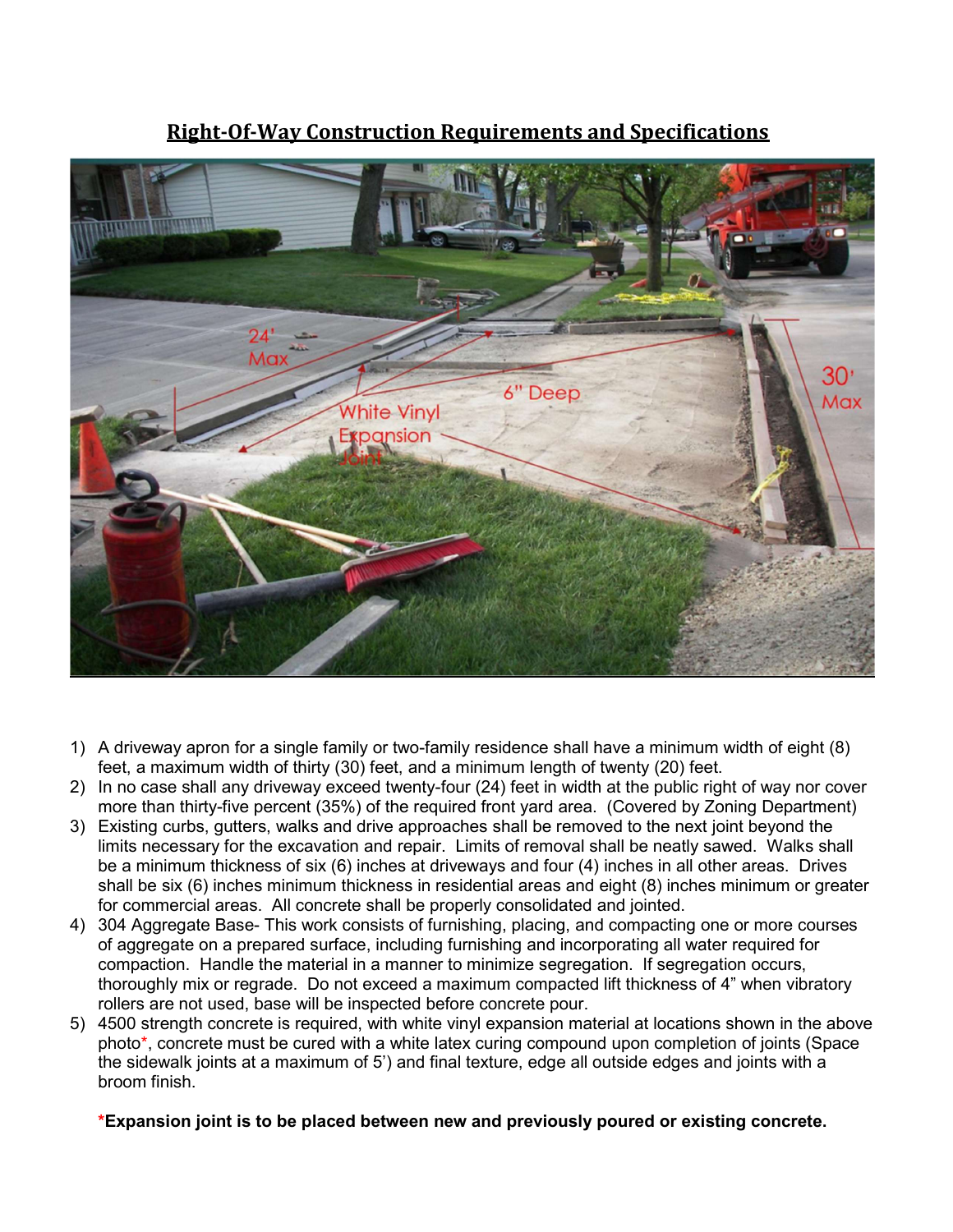## Right-Of-Way Construction Requirements and Specifications

1) A driveway apron for a single family or two-family residence shall have a minimum width of eight (8) feet, a maximum width of thirty (30) feet, and a minimum length of twenty (20) feet.
2) In no case shall any driveway exceed twenty-four (24) feet in width at the public right of way nor cover more than thirty-five percent (35%) of the required front yard area. (Covered by Zoning Department)
3) Existing curbs, gutters, walks and drive approaches shall be removed to the next joint beyond the limits necessary for the excavation and repair. Limits of removal shall be neatly sawed. Walks shall be a minimum thickness of six (6) inches at driveways and four (4) inches in all other areas. Drives shall be six (6) inches minimum thickness in residential areas and eight (8) inches minimum or greater for commercial areas. All concrete shall be properly consolidated and jointed.
4) 304 Aggregate Base- This work consists of furnishing, placing, and compacting one or more courses of aggregate on a prepared surface, including furnishing and incorporating all water required for compaction. Handle the material in a manner to minimize segregation. If segregation occurs, thoroughly mix or regrade. Do not exceed a maximum compacted lift thickness of 4" when vibratory rollers are not used, base will be inspected before concrete pour.
5) 4500 strength concrete is required, with white vinyl expansion material at locations shown in the above photo*, concrete must be cured with a white latex curing compound upon completion of joints (Space the sidewalk joints at a maximum of 5') and final texture, edge all outside edges and joints with a broom finish.

**\*Expansion joint is to be placed between new and previously poured or existing concrete.**